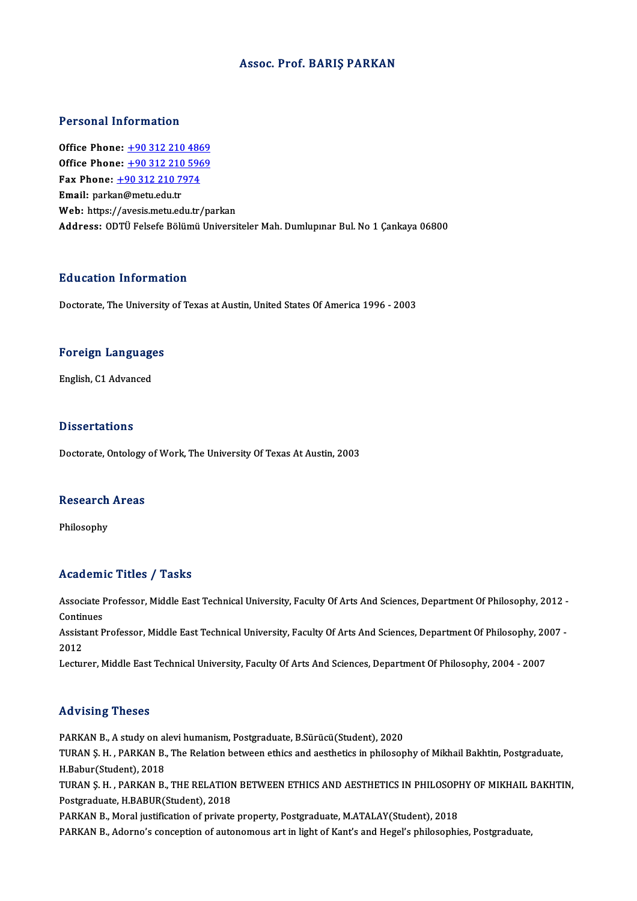# Assoc. Prof. BARIŞ PARKAN

## Personal Information

**Office Phone:** [+90 312 210 4869](tel:+90 312 210 4869)
**Office Phone:** [+90 312 210 5969](tel:+90 312 210 5969)
**Fax Phone:** [+90 312 210 7974](tel:+90 312 210 7974)
**Email:** parkan@metu.edu.tr
**Web:** https://avesis.metu.edu.tr/parkan
**Address:** ODTÜ Felsefe Bölümü Universiteler Mah. Dumlupınar Bul. No 1 Çankaya 06800

## Education Information

Doctorate, The University of Texas at Austin, United States Of America 1996 - 2003

## Foreign Languages

English, C1 Advanced

## Dissertations

Doctorate, Ontology of Work, The University Of Texas At Austin, 2003

## Research Areas

Philosophy

## Academic Titles / Tasks

Associate Professor, Middle East Technical University, Faculty Of Arts And Sciences, Department Of Philosophy, 2012 - Continues

Assistant Professor, Middle East Technical University, Faculty Of Arts And Sciences, Department Of Philosophy, 2007 - 2012

Lecturer, Middle East Technical University, Faculty Of Arts And Sciences, Department Of Philosophy, 2004 - 2007

## Advising Theses

PARKAN B., A study on alevi humanism, Postgraduate, B.Sürücü(Student), 2020

TURAN Ş. H. , PARKAN B., The Relation between ethics and aesthetics in philosophy of Mikhail Bakhtin, Postgraduate, H.Babur(Student), 2018

TURAN Ş. H. , PARKAN B., THE RELATION BETWEEN ETHICS AND AESTHETICS IN PHILOSOPHY OF MIKHAIL BAKHTIN, Postgraduate, H.BABUR(Student), 2018

PARKAN B., Moral justification of private property, Postgraduate, M.ATALAY(Student), 2018

PARKAN B., Adorno's conception of autonomous art in light of Kant's and Hegel's philosophies, Postgraduate,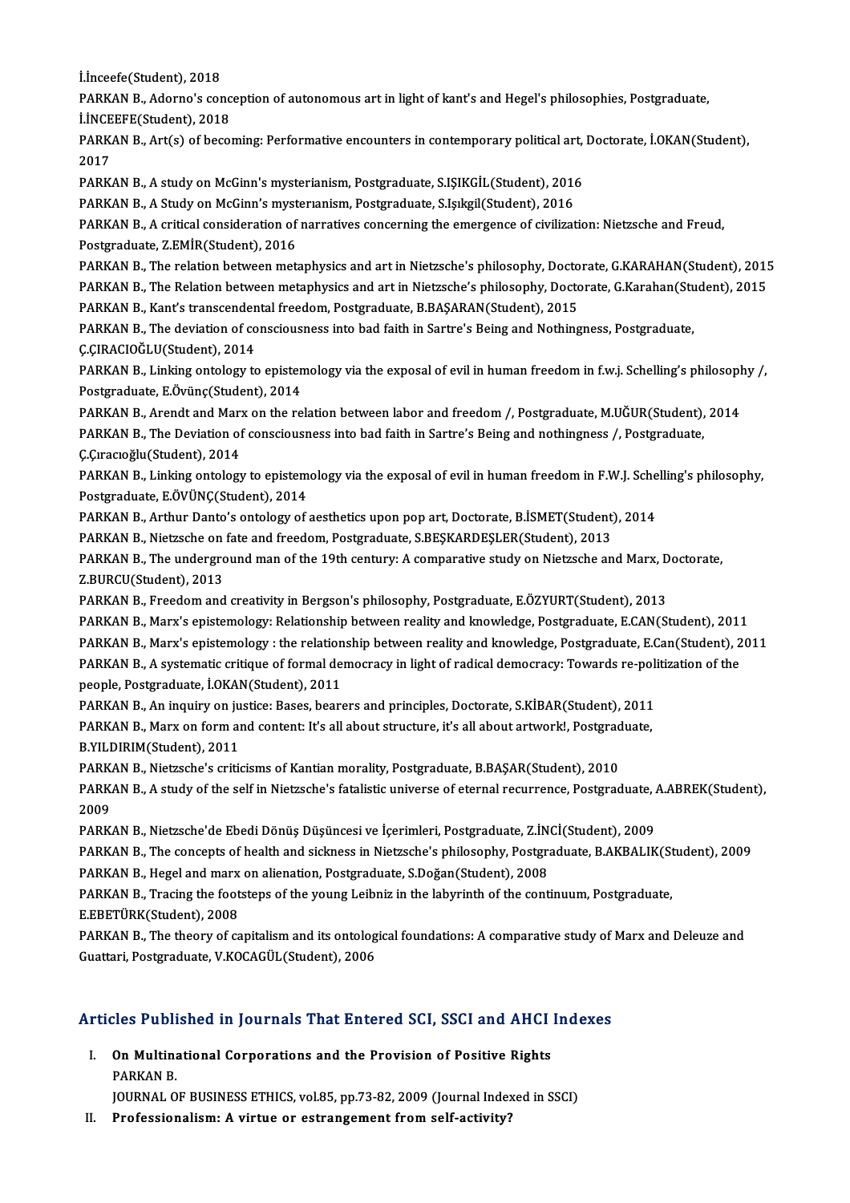İ.İnceefe(Student), 2018

PARKAN B., Adorno's conception of autonomous art in light of kant's and Hegel's philosophies, Postgraduate, İ.İNCEEFE(Student), 2018

PARKAN B., Art(s) of becoming: Performative encounters in contemporary political art, Doctorate, İ.OKAN(Student), 2017

PARKAN B., A study on McGinn's mysterianism, Postgraduate, S.IŞIKGİL(Student), 2016

PARKAN B., A Study on McGinn's mysterıanism, Postgraduate, S.Işıkgil(Student), 2016

PARKAN B., A critical consideration of narratives concerning the emergence of civilization: Nietzsche and Freud, Postgraduate, Z.EMİR(Student), 2016

PARKAN B., The relation between metaphysics and art in Nietzsche's philosophy, Doctorate, G.KARAHAN(Student), 2015

PARKAN B., The Relation between metaphysics and art in Nietzsche's philosophy, Doctorate, G.Karahan(Student), 2015

PARKAN B., Kant's transcendental freedom, Postgraduate, B.BAŞARAN(Student), 2015

PARKAN B., The deviation of consciousness into bad faith in Sartre's Being and Nothingness, Postgraduate, Ç.ÇIRACIOĞLU(Student), 2014

PARKAN B., Linking ontology to epistemology via the exposal of evil in human freedom in f.w.j. Schelling's philosophy /, Postgraduate, E.Övünç(Student), 2014

PARKAN B., Arendt and Marx on the relation between labor and freedom /, Postgraduate, M.UĞUR(Student), 2014

PARKAN B., The Deviation of consciousness into bad faith in Sartre's Being and nothingness /, Postgraduate, Ç.Çıracıoğlu(Student), 2014

PARKAN B., Linking ontology to epistemology via the exposal of evil in human freedom in F.W.J. Schelling's philosophy, Postgraduate, E.ÖVÜNÇ(Student), 2014

PARKAN B., Arthur Danto's ontology of aesthetics upon pop art, Doctorate, B.İSMET(Student), 2014

PARKAN B., Nietzsche on fate and freedom, Postgraduate, S.BEŞKARDEŞLER(Student), 2013

PARKAN B., The underground man of the 19th century: A comparative study on Nietzsche and Marx, Doctorate, Z.BURCU(Student), 2013

PARKAN B., Freedom and creativity in Bergson's philosophy, Postgraduate, E.ÖZYURT(Student), 2013

PARKAN B., Marx's epistemology: Relationship between reality and knowledge, Postgraduate, E.CAN(Student), 2011

PARKAN B., Marx's epistemology : the relationship between reality and knowledge, Postgraduate, E.Can(Student), 2011

PARKAN B., A systematic critique of formal democracy in light of radical democracy: Towards re-politization of the people, Postgraduate, İ.OKAN(Student), 2011

PARKAN B., An inquiry on justice: Bases, bearers and principles, Doctorate, S.KİBAR(Student), 2011

PARKAN B., Marx on form and content: It's all about structure, it's all about artwork!, Postgraduate, B.YILDIRIM(Student), 2011

PARKAN B., Nietzsche's criticisms of Kantian morality, Postgraduate, B.BAŞAR(Student), 2010

PARKAN B., A study of the self in Nietzsche's fatalistic universe of eternal recurrence, Postgraduate, A.ABREK(Student), 2009

PARKAN B., Nietzsche'de Ebedi Dönüş Düşüncesi ve İçerimleri, Postgraduate, Z.İNCİ(Student), 2009

PARKAN B., The concepts of health and sickness in Nietzsche's philosophy, Postgraduate, B.AKBALIK(Student), 2009

PARKAN B., Hegel and marx on alienation, Postgraduate, S.Doğan(Student), 2008

PARKAN B., Tracing the footsteps of the young Leibniz in the labyrinth of the continuum, Postgraduate, E.EBETÜRK(Student), 2008

PARKAN B., The theory of capitalism and its ontological foundations: A comparative study of Marx and Deleuze and Guattari, Postgraduate, V.KOCAGÜL(Student), 2006

## Articles Published in Journals That Entered SCI, SSCI and AHCI Indexes

I. **On Multinational Corporations and the Provision of Positive Rights**
   PARKAN B.
   JOURNAL OF BUSINESS ETHICS, vol.85, pp.73-82, 2009 (Journal Indexed in SSCI)

II. **Professionalism: A virtue or estrangement from self-activity?**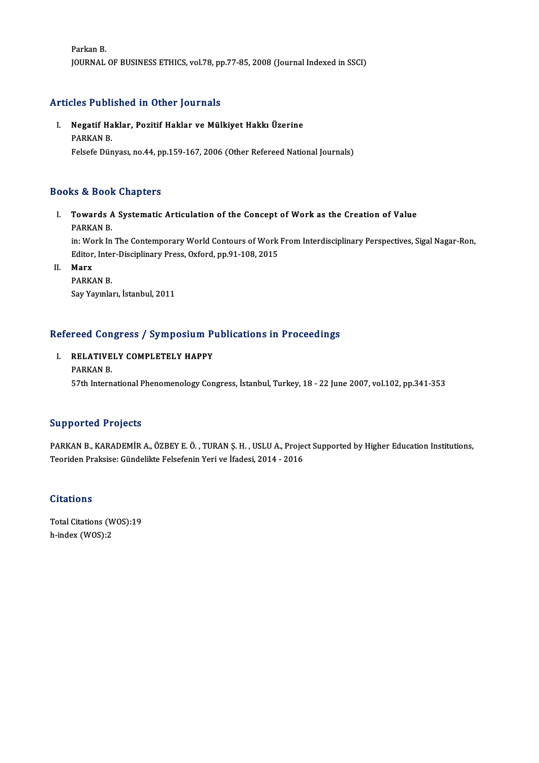Parkan B.
JOURNAL OF BUSINESS ETHICS, vol.78, pp.77-85, 2008 (Journal Indexed in SSCI)

## Articles Published in Other Journals

I. **Negatif Haklar, Pozitif Haklar ve Mülkiyet Hakkı Üzerine**
   PARKAN B.
   Felsefe Dünyası, no.44, pp.159-167, 2006 (Other Refereed National Journals)

## Books & Book Chapters

I. **Towards A Systematic Articulation of the Concept of Work as the Creation of Value**
   PARKAN B.
   in: Work In The Contemporary World Contours of Work From Interdisciplinary Perspectives, Sigal Nagar-Ron, Editor, Inter-Disciplinary Press, Oxford, pp.91-108, 2015
II. **Marx**
   PARKAN B.
   Say Yayınları, İstanbul, 2011

## Refereed Congress / Symposium Publications in Proceedings

I. **RELATIVELY COMPLETELY HAPPY**
   PARKAN B.
   57th International Phenomenology Congress, İstanbul, Turkey, 18 - 22 June 2007, vol.102, pp.341-353

## Supported Projects

PARKAN B., KARADEMİR A., ÖZBEY E. Ö. , TURAN Ş. H. , USLU A., Project Supported by Higher Education Institutions, Teoriden Praksise: Gündelikte Felsefenin Yeri ve İfadesi, 2014 - 2016

## Citations

Total Citations (WOS):19
h-index (WOS):2